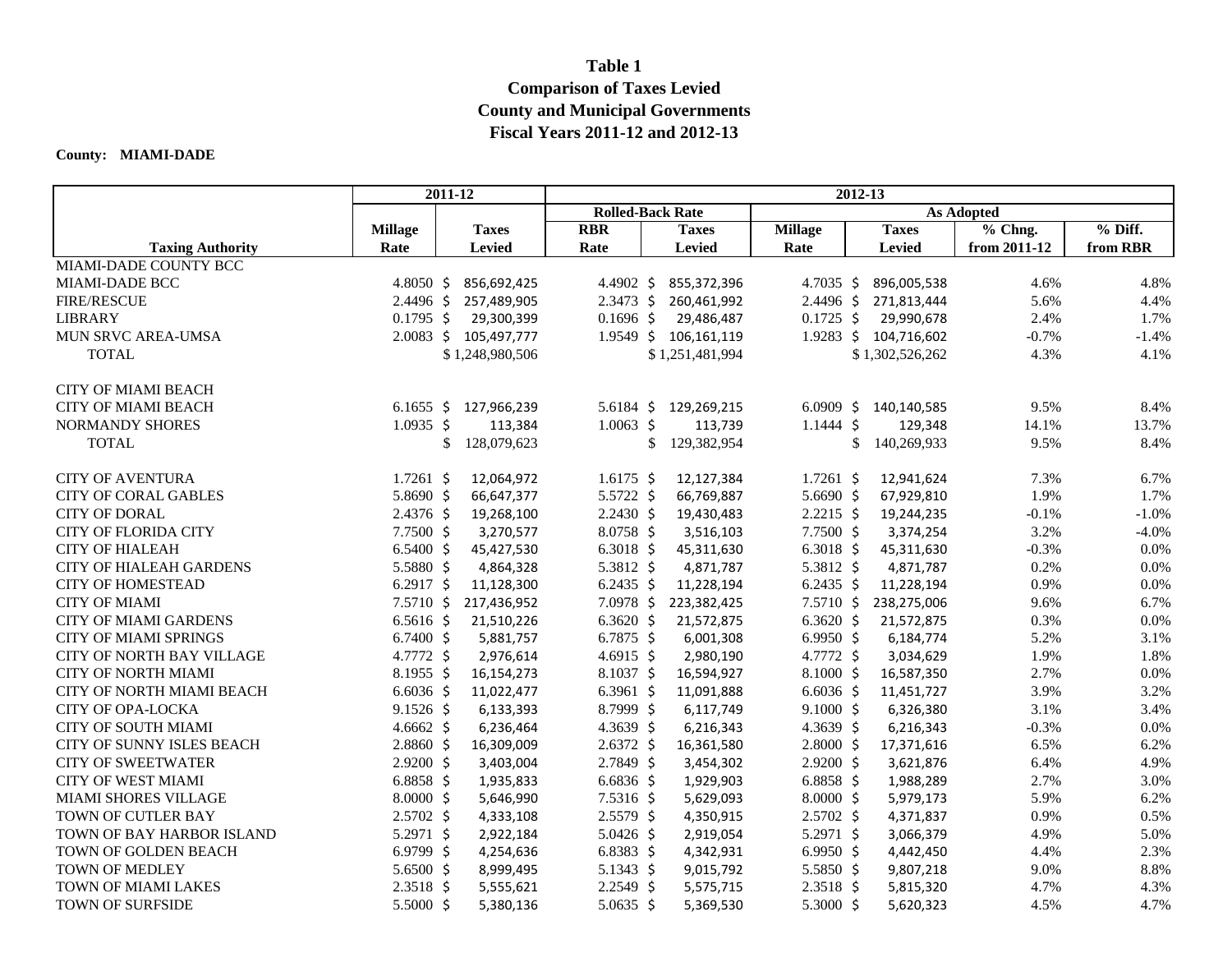# Table 1
## Comparison of Taxes Levied
## County and Municipal Governments
## Fiscal Years 2011-12 and 2012-13

**County: MIAMI-DADE**

| | 2011-12 | | 2012-13 | | | | | |
|---|---|---|---|---|---|---|---|---|
| | | | Rolled-Back Rate | | As Adopted | | | |
| Taxing Authority | Millage Rate | Taxes Levied | RBR Rate | Taxes Levied | Millage Rate | Taxes Levied | % Chng. from 2011-12 | % Diff. from RBR |
| MIAMI-DADE COUNTY BCC | | | | | | | | |
| MIAMI-DADE BCC | 4.8050 | $ 856,692,425 | 4.4902 | $ 855,372,396 | 4.7035 | $ 896,005,538 | 4.6% | 4.8% |
| FIRE/RESCUE | 2.4496 | $ 257,489,905 | 2.3473 | $ 260,461,992 | 2.4496 | $ 271,813,444 | 5.6% | 4.4% |
| LIBRARY | 0.1795 | $ 29,300,399 | 0.1696 | $ 29,486,487 | 0.1725 | $ 29,990,678 | 2.4% | 1.7% |
| MUN SRVC AREA-UMSA | 2.0083 | $ 105,497,777 | 1.9549 | $ 106,161,119 | 1.9283 | $ 104,716,602 | -0.7% | -1.4% |
| TOTAL | | $ 1,248,980,506 | | $ 1,251,481,994 | | $ 1,302,526,262 | 4.3% | 4.1% |
| | | | | | | | | |
| CITY OF MIAMI BEACH | | | | | | | | |
| CITY OF MIAMI BEACH | 6.1655 | $ 127,966,239 | 5.6184 | $ 129,269,215 | 6.0909 | $ 140,140,585 | 9.5% | 8.4% |
| NORMANDY SHORES | 1.0935 | $ 113,384 | 1.0063 | $ 113,739 | 1.1444 | $ 129,348 | 14.1% | 13.7% |
| TOTAL | | $ 128,079,623 | | $ 129,382,954 | | $ 140,269,933 | 9.5% | 8.4% |
| | | | | | | | | |
| CITY OF AVENTURA | 1.7261 | $ 12,064,972 | 1.6175 | $ 12,127,384 | 1.7261 | $ 12,941,624 | 7.3% | 6.7% |
| CITY OF CORAL GABLES | 5.8690 | $ 66,647,377 | 5.5722 | $ 66,769,887 | 5.6690 | $ 67,929,810 | 1.9% | 1.7% |
| CITY OF DORAL | 2.4376 | $ 19,268,100 | 2.2430 | $ 19,430,483 | 2.2215 | $ 19,244,235 | -0.1% | -1.0% |
| CITY OF FLORIDA CITY | 7.7500 | $ 3,270,577 | 8.0758 | $ 3,516,103 | 7.7500 | $ 3,374,254 | 3.2% | -4.0% |
| CITY OF HIALEAH | 6.5400 | $ 45,427,530 | 6.3018 | $ 45,311,630 | 6.3018 | $ 45,311,630 | -0.3% | 0.0% |
| CITY OF HIALEAH GARDENS | 5.5880 | $ 4,864,328 | 5.3812 | $ 4,871,787 | 5.3812 | $ 4,871,787 | 0.2% | 0.0% |
| CITY OF HOMESTEAD | 6.2917 | $ 11,128,300 | 6.2435 | $ 11,228,194 | 6.2435 | $ 11,228,194 | 0.9% | 0.0% |
| CITY OF MIAMI | 7.5710 | $ 217,436,952 | 7.0978 | $ 223,382,425 | 7.5710 | $ 238,275,006 | 9.6% | 6.7% |
| CITY OF MIAMI GARDENS | 6.5616 | $ 21,510,226 | 6.3620 | $ 21,572,875 | 6.3620 | $ 21,572,875 | 0.3% | 0.0% |
| CITY OF MIAMI SPRINGS | 6.7400 | $ 5,881,757 | 6.7875 | $ 6,001,308 | 6.9950 | $ 6,184,774 | 5.2% | 3.1% |
| CITY OF NORTH BAY VILLAGE | 4.7772 | $ 2,976,614 | 4.6915 | $ 2,980,190 | 4.7772 | $ 3,034,629 | 1.9% | 1.8% |
| CITY OF NORTH MIAMI | 8.1955 | $ 16,154,273 | 8.1037 | $ 16,594,927 | 8.1000 | $ 16,587,350 | 2.7% | 0.0% |
| CITY OF NORTH MIAMI BEACH | 6.6036 | $ 11,022,477 | 6.3961 | $ 11,091,888 | 6.6036 | $ 11,451,727 | 3.9% | 3.2% |
| CITY OF OPA-LOCKA | 9.1526 | $ 6,133,393 | 8.7999 | $ 6,117,749 | 9.1000 | $ 6,326,380 | 3.1% | 3.4% |
| CITY OF SOUTH MIAMI | 4.6662 | $ 6,236,464 | 4.3639 | $ 6,216,343 | 4.3639 | $ 6,216,343 | -0.3% | 0.0% |
| CITY OF SUNNY ISLES BEACH | 2.8860 | $ 16,309,009 | 2.6372 | $ 16,361,580 | 2.8000 | $ 17,371,616 | 6.5% | 6.2% |
| CITY OF SWEETWATER | 2.9200 | $ 3,403,004 | 2.7849 | $ 3,454,302 | 2.9200 | $ 3,621,876 | 6.4% | 4.9% |
| CITY OF WEST MIAMI | 6.8858 | $ 1,935,833 | 6.6836 | $ 1,929,903 | 6.8858 | $ 1,988,289 | 2.7% | 3.0% |
| MIAMI SHORES VILLAGE | 8.0000 | $ 5,646,990 | 7.5316 | $ 5,629,093 | 8.0000 | $ 5,979,173 | 5.9% | 6.2% |
| TOWN OF CUTLER BAY | 2.5702 | $ 4,333,108 | 2.5579 | $ 4,350,915 | 2.5702 | $ 4,371,837 | 0.9% | 0.5% |
| TOWN OF BAY HARBOR ISLAND | 5.2971 | $ 2,922,184 | 5.0426 | $ 2,919,054 | 5.2971 | $ 3,066,379 | 4.9% | 5.0% |
| TOWN OF GOLDEN BEACH | 6.9799 | $ 4,254,636 | 6.8383 | $ 4,342,931 | 6.9950 | $ 4,442,450 | 4.4% | 2.3% |
| TOWN OF MEDLEY | 5.6500 | $ 8,999,495 | 5.1343 | $ 9,015,792 | 5.5850 | $ 9,807,218 | 9.0% | 8.8% |
| TOWN OF MIAMI LAKES | 2.3518 | $ 5,555,621 | 2.2549 | $ 5,575,715 | 2.3518 | $ 5,815,320 | 4.7% | 4.3% |
| TOWN OF SURFSIDE | 5.5000 | $ 5,380,136 | 5.0635 | $ 5,369,530 | 5.3000 | $ 5,620,323 | 4.5% | 4.7% |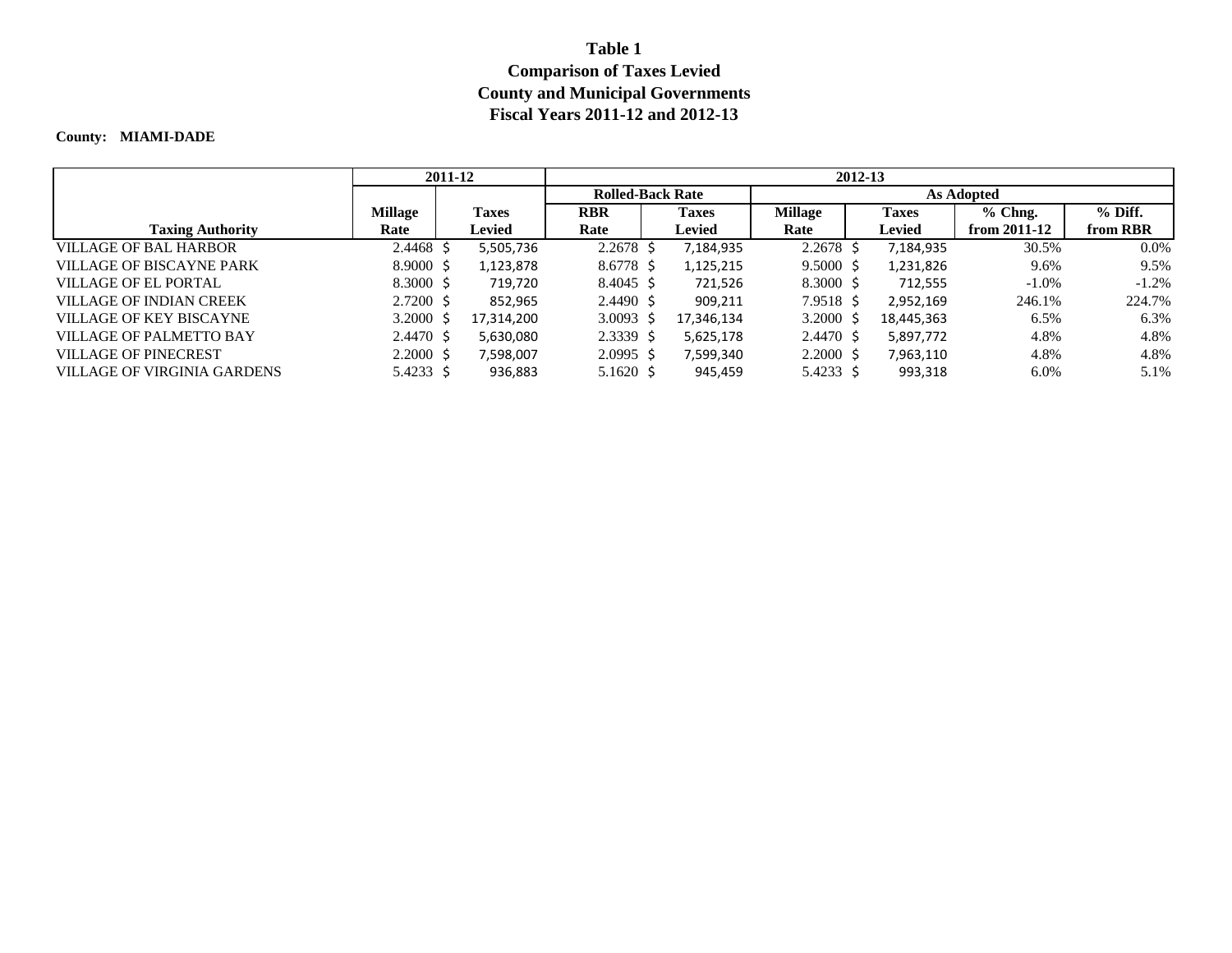**Table 1**

**Comparison of Taxes Levied**

**County and Municipal Governments**

**Fiscal Years 2011-12 and 2012-13**

**County: MIAMI-DADE**

| | 2011-12 | | 2012-13 | | | | | |
|---|---|---|---|---|---|---|---|---|
| | | | Rolled-Back Rate | | As Adopted | | | |
| **Taxing Authority** | **Millage Rate** | **Taxes Levied** | **RBR Rate** | **Taxes Levied** | **Millage Rate** | **Taxes Levied** | **% Chng. from 2011-12** | **% Diff. from RBR** |
| VILLAGE OF BAL HARBOR | 2.4468 | $ 5,505,736 | 2.2678 | $ 7,184,935 | 2.2678 | $ 7,184,935 | 30.5% | 0.0% |
| VILLAGE OF BISCAYNE PARK | 8.9000 | $ 1,123,878 | 8.6778 | $ 1,125,215 | 9.5000 | $ 1,231,826 | 9.6% | 9.5% |
| VILLAGE OF EL PORTAL | 8.3000 | $ 719,720 | 8.4045 | $ 721,526 | 8.3000 | $ 712,555 | -1.0% | -1.2% |
| VILLAGE OF INDIAN CREEK | 2.7200 | $ 852,965 | 2.4490 | $ 909,211 | 7.9518 | $ 2,952,169 | 246.1% | 224.7% |
| VILLAGE OF KEY BISCAYNE | 3.2000 | $ 17,314,200 | 3.0093 | $ 17,346,134 | 3.2000 | $ 18,445,363 | 6.5% | 6.3% |
| VILLAGE OF PALMETTO BAY | 2.4470 | $ 5,630,080 | 2.3339 | $ 5,625,178 | 2.4470 | $ 5,897,772 | 4.8% | 4.8% |
| VILLAGE OF PINECREST | 2.2000 | $ 7,598,007 | 2.0995 | $ 7,599,340 | 2.2000 | $ 7,963,110 | 4.8% | 4.8% |
| VILLAGE OF VIRGINIA GARDENS | 5.4233 | $ 936,883 | 5.1620 | $ 945,459 | 5.4233 | $ 993,318 | 6.0% | 5.1% |